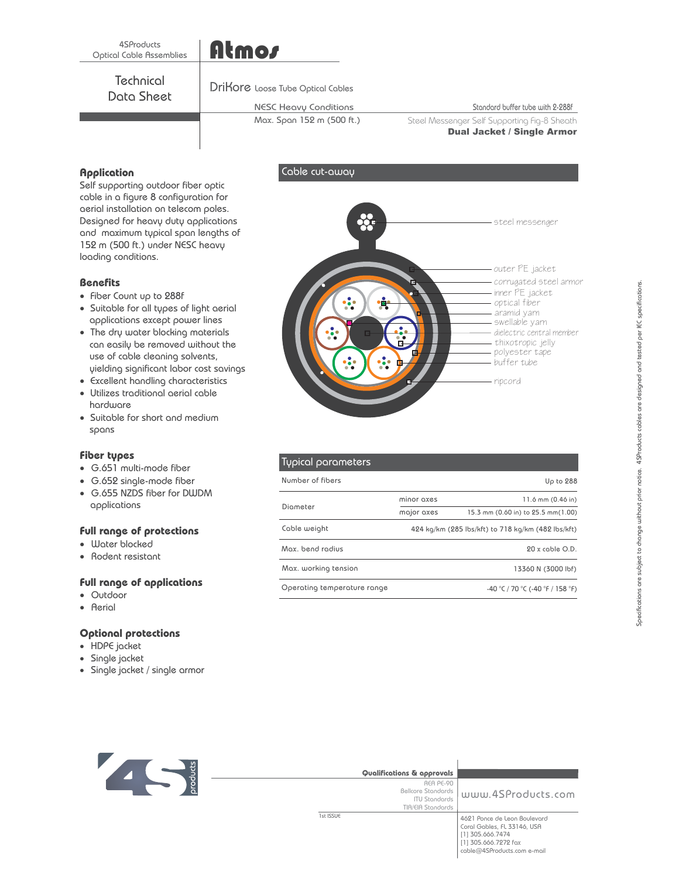4SProducts
Optical Cable Assemblies

# Atmos

## Technical Data Sheet

DriKore Loose Tube Optical Cables

NESC Heavy Conditions — Standard buffer tube with 2-288f

Max. Span 152 m (500 ft.) — Steel Messenger Self Supporting fig-8 Sheath

**Dual Jacket / Single Armor**

### Application

Self supporting outdoor fiber optic cable in a figure 8 configuration for aerial installation on telecom poles. Designed for heavy duty applications and maximum typical span lengths of 152 m (500 ft.) under NESC heavy loading conditions.

### Benefits

- Fiber Count up to 288f
- Suitable for all types of light aerial applications except power lines
- The dry water blocking materials can easily be removed without the use of cable cleaning solvents, yielding significant labor cost savings
- Excellent handling characteristics
- Utilizes traditional aerial cable hardware
- Suitable for short and medium spans

### Fiber types

- G.651 multi-mode fiber
- G.652 single-mode fiber
- G.655 NZDS fiber for DWDM applications

### Full range of protections

- Water blocked
- Rodent resistant

### Full range of applications

- Outdoor
- Aerial

### Optional protections

- HDPE jacket
- Single jacket
- Single jacket / single armor

### Cable cut-away

steel messenger, outer PE jacket, corrugated steel armor, inner PE jacket, optical fiber, aramid yarn, swellable yarn, dielectric central member, thixotropic jelly, polyester tape, buffer tube, ripcord

### Typical parameters

| Parameter | | Value |
|---|---|---|
| Number of fibers | | Up to 288 |
| Diameter | minor axes | 11.6 mm (0.46 in) |
| | major axes | 15.3 mm (0.60 in) to 25.5 mm(1.00) |
| Cable weight | | 424 kg/km (285 lbs/kft) to 718 kg/km (482 lbs/kft) |
| Max. bend radius | | 20 x cable O.D. |
| Max. working tension | | 13360 N (3000 lbf) |
| Operating temperature range | | -40 °C / 70 °C (-40 °F / 158 °F) |

Specifications are subject to change without prior notice. 4SProducts cables are designed and tested per IEC specifications.

**Qualifications & approvals**

REA PE-90
Bellcore Standards
ITU Standards
TIA/EIA Standards

1st ISSUE

www.4SProducts.com

4621 Ponce de Leon Boulevard
Coral Gables, FL 33146, USA
[1] 305.666.7474
[1] 305.666.7272 fax
cable@4SProducts.com e-mail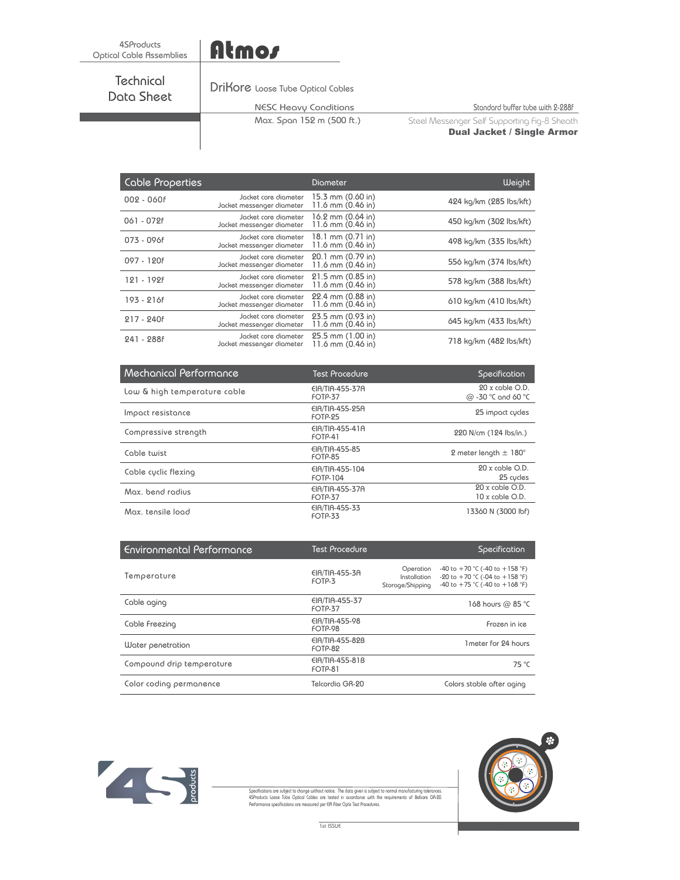4SProducts
Optical Cable Assemblies

# Atmos

## Technical Data Sheet

DriKore Loose Tube Optical Cables

NESC Heavy Conditions
Max. Span 152 m (500 ft.)

Standard buffer tube with 2-288f
Steel Messenger Self Supporting Fig-8 Sheath
**Dual Jacket / Single Armor**

| Cable Properties | | Diameter | Weight |
|---|---|---|---|
| 002 - 060f | Jacket core diameter<br>Jacket messenger diameter | 15.3 mm (0.60 in)<br>11.6 mm (0.46 in) | 424 kg/km (285 lbs/kft) |
| 061 - 072f | Jacket core diameter<br>Jacket messenger diameter | 16.2 mm (0.64 in)<br>11.6 mm (0.46 in) | 450 kg/km (302 lbs/kft) |
| 073 - 096f | Jacket core diameter<br>Jacket messenger diameter | 18.1 mm (0.71 in)<br>11.6 mm (0.46 in) | 498 kg/km (335 lbs/kft) |
| 097 - 120f | Jacket core diameter<br>Jacket messenger diameter | 20.1 mm (0.79 in)<br>11.6 mm (0.46 in) | 556 kg/km (374 lbs/kft) |
| 121 - 192f | Jacket core diameter<br>Jacket messenger diameter | 21.5 mm (0.85 in)<br>11.6 mm (0.46 in) | 578 kg/km (388 lbs/kft) |
| 193 - 216f | Jacket core diameter<br>Jacket messenger diameter | 22.4 mm (0.88 in)<br>11.6 mm (0.46 in) | 610 kg/km (410 lbs/kft) |
| 217 - 240f | Jacket core diameter<br>Jacket messenger diameter | 23.5 mm (0.93 in)<br>11.6 mm (0.46 in) | 645 kg/km (433 lbs/kft) |
| 241 - 288f | Jacket core diameter<br>Jacket messenger diameter | 25.5 mm (1.00 in)<br>11.6 mm (0.46 in) | 718 kg/km (482 lbs/kft) |

| Mechanical Performance | Test Procedure | Specification |
|---|---|---|
| Low & high temperature cable | EIA/TIA-455-37A<br>FOTP-37 | 20 x cable O.D.<br>@ -30 °C and 60 °C |
| Impact resistance | EIA/TIA-455-25A<br>FOTP-25 | 25 impact cycles |
| Compressive strength | EIA/TIA-455-41A<br>FOTP-41 | 220 N/cm (124 lbs/in.) |
| Cable twist | EIA/TIA-455-85<br>FOTP-85 | 2 meter length ± 180° |
| Cable cyclic flexing | EIA/TIA-455-104<br>FOTP-104 | 20 x cable O.D.<br>25 cycles |
| Max. bend radius | EIA/TIA-455-37A<br>FOTP-37 | 20 x cable O.D.<br>10 x cable O.D. |
| Max. tensile load | EIA/TIA-455-33<br>FOTP-33 | 13360 N (3000 lbf) |

| Environmental Performance | Test Procedure | | Specification |
|---|---|---|---|
| Temperature | EIA/TIA-455-3A<br>FOTP-3 | Operation<br>Installation<br>Storage/Shipping | -40 to +70 °C (-40 to +158 °F)<br>-20 to +70 °C (-04 to +158 °F)<br>-40 to +75 °C (-40 to +168 °F) |
| Cable aging | EIA/TIA-455-37<br>FOTP-37 | | 168 hours @ 85 °C |
| Cable Freezing | EIA/TIA-455-98<br>FOTP-98 | | Frozen in ice |
| Water penetration | EIA/TIA-455-82B<br>FOTP-82 | | 1meter for 24 hours |
| Compound drip temperature | EIA/TIA-455-81B<br>FOTP-81 | | 75 °C |
| Color coding permanence | Telcordia GR-20 | | Colors stable after aging |

Specifications are subject to change without notice. The data given is subject to normal manufacturing tolerances. 4SProducts Loose Tube Optical Cables are tested in accordance with the requirements of Bellcore GR-20. Performance specifications are measured per EIA Fiber Optic Test Procedures.

1st ISSUE